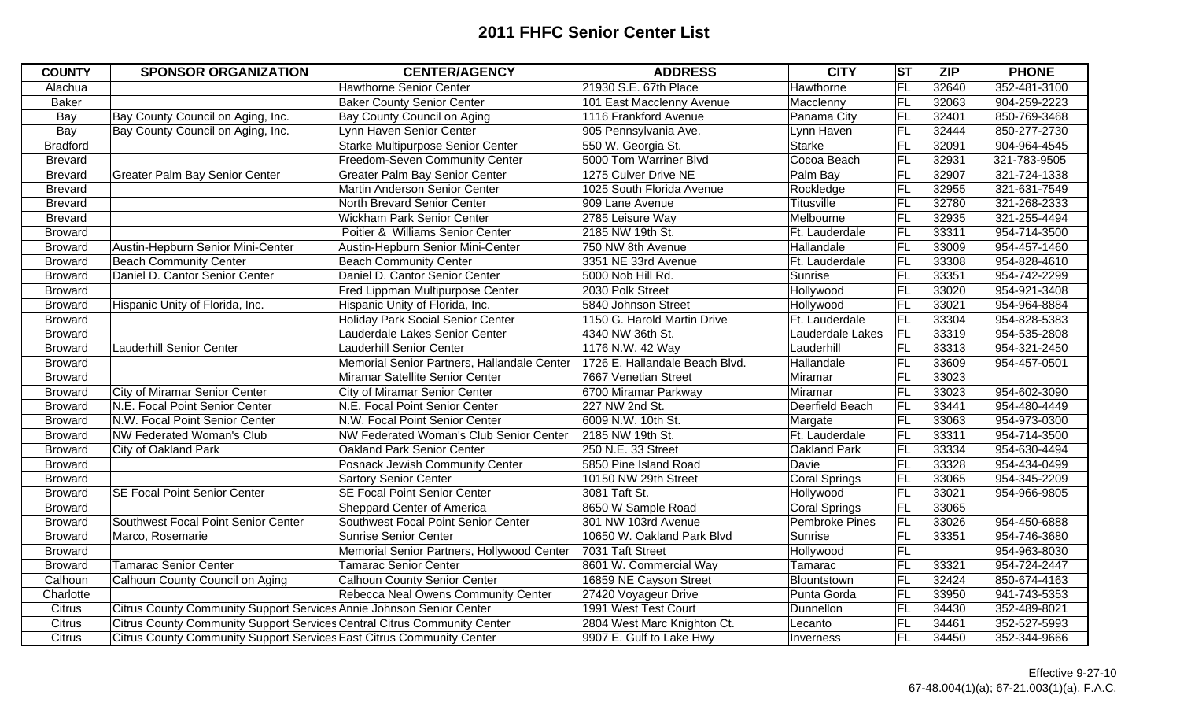# 2011 FHFC Senior Center List

| COUNTY | SPONSOR ORGANIZATION | CENTER/AGENCY | ADDRESS | CITY | ST | ZIP | PHONE |
|---|---|---|---|---|---|---|---|
| Alachua | | Hawthorne Senior Center | 21930 S.E. 67th Place | Hawthorne | FL | 32640 | 352-481-3100 |
| Baker | | Baker County Senior Center | 101 East Macclenny Avenue | Macclenny | FL | 32063 | 904-259-2223 |
| Bay | Bay County Council on Aging, Inc. | Bay County Council on Aging | 1116 Frankford Avenue | Panama City | FL | 32401 | 850-769-3468 |
| Bay | Bay County Council on Aging, Inc. | Lynn Haven Senior Center | 905 Pennsylvania Ave. | Lynn Haven | FL | 32444 | 850-277-2730 |
| Bradford | | Starke Multipurpose Senior Center | 550 W. Georgia St. | Starke | FL | 32091 | 904-964-4545 |
| Brevard | | Freedom-Seven Community Center | 5000 Tom Warriner Blvd | Cocoa Beach | FL | 32931 | 321-783-9505 |
| Brevard | Greater Palm Bay Senior Center | Greater Palm Bay Senior Center | 1275 Culver Drive NE | Palm Bay | FL | 32907 | 321-724-1338 |
| Brevard | | Martin Anderson Senior Center | 1025 South Florida Avenue | Rockledge | FL | 32955 | 321-631-7549 |
| Brevard | | North Brevard Senior Center | 909 Lane Avenue | Titusville | FL | 32780 | 321-268-2333 |
| Brevard | | Wickham Park Senior Center | 2785 Leisure Way | Melbourne | FL | 32935 | 321-255-4494 |
| Broward | | Poitier & Williams Senior Center | 2185 NW 19th St. | Ft. Lauderdale | FL | 33311 | 954-714-3500 |
| Broward | Austin-Hepburn Senior Mini-Center | Austin-Hepburn Senior Mini-Center | 750 NW 8th Avenue | Hallandale | FL | 33009 | 954-457-1460 |
| Broward | Beach Community Center | Beach Community Center | 3351 NE 33rd Avenue | Ft. Lauderdale | FL | 33308 | 954-828-4610 |
| Broward | Daniel D. Cantor Senior Center | Daniel D. Cantor Senior Center | 5000 Nob Hill Rd. | Sunrise | FL | 33351 | 954-742-2299 |
| Broward | | Fred Lippman Multipurpose Center | 2030 Polk Street | Hollywood | FL | 33020 | 954-921-3408 |
| Broward | Hispanic Unity of Florida, Inc. | Hispanic Unity of Florida, Inc. | 5840 Johnson Street | Hollywood | FL | 33021 | 954-964-8884 |
| Broward | | Holiday Park Social Senior Center | 1150 G. Harold Martin Drive | Ft. Lauderdale | FL | 33304 | 954-828-5383 |
| Broward | | Lauderdale Lakes Senior Center | 4340 NW 36th St. | Lauderdale Lakes | FL | 33319 | 954-535-2808 |
| Broward | Lauderhill Senior Center | Lauderhill Senior Center | 1176 N.W. 42 Way | Lauderhill | FL | 33313 | 954-321-2450 |
| Broward | | Memorial Senior Partners, Hallandale Center | 1726 E. Hallandale Beach Blvd. | Hallandale | FL | 33609 | 954-457-0501 |
| Broward | | Miramar Satellite Senior Center | 7667 Venetian Street | Miramar | FL | 33023 | |
| Broward | City of Miramar Senior Center | City of Miramar Senior Center | 6700 Miramar Parkway | Miramar | FL | 33023 | 954-602-3090 |
| Broward | N.E. Focal Point Senior Center | N.E. Focal Point Senior Center | 227 NW 2nd St. | Deerfield Beach | FL | 33441 | 954-480-4449 |
| Broward | N.W. Focal Point Senior Center | N.W. Focal Point Senior Center | 6009 N.W. 10th St. | Margate | FL | 33063 | 954-973-0300 |
| Broward | NW Federated Woman's Club | NW Federated Woman's Club Senior Center | 2185 NW 19th St. | Ft. Lauderdale | FL | 33311 | 954-714-3500 |
| Broward | City of Oakland Park | Oakland Park Senior Center | 250 N.E. 33 Street | Oakland Park | FL | 33334 | 954-630-4494 |
| Broward | | Posnack Jewish Community Center | 5850 Pine Island Road | Davie | FL | 33328 | 954-434-0499 |
| Broward | | Sartory Senior Center | 10150 NW 29th Street | Coral Springs | FL | 33065 | 954-345-2209 |
| Broward | SE Focal Point Senior Center | SE Focal Point Senior Center | 3081 Taft St. | Hollywood | FL | 33021 | 954-966-9805 |
| Broward | | Sheppard Center of America | 8650 W Sample Road | Coral Springs | FL | 33065 | |
| Broward | Southwest Focal Point Senior Center | Southwest Focal Point Senior Center | 301 NW 103rd Avenue | Pembroke Pines | FL | 33026 | 954-450-6888 |
| Broward | Marco, Rosemarie | Sunrise Senior Center | 10650 W. Oakland Park Blvd | Sunrise | FL | 33351 | 954-746-3680 |
| Broward | | Memorial Senior Partners, Hollywood Center | 7031 Taft Street | Hollywood | FL | | 954-963-8030 |
| Broward | Tamarac Senior Center | Tamarac Senior Center | 8601 W. Commercial Way | Tamarac | FL | 33321 | 954-724-2447 |
| Calhoun | Calhoun County Council on Aging | Calhoun County Senior Center | 16859 NE Cayson Street | Blountstown | FL | 32424 | 850-674-4163 |
| Charlotte | | Rebecca Neal Owens Community Center | 27420 Voyageur Drive | Punta Gorda | FL | 33950 | 941-743-5353 |
| Citrus | Citrus County Community Support Services | Annie Johnson Senior Center | 1991 West Test Court | Dunnellon | FL | 34430 | 352-489-8021 |
| Citrus | Citrus County Community Support Services | Central Citrus Community Center | 2804 West Marc Knighton Ct. | Lecanto | FL | 34461 | 352-527-5993 |
| Citrus | Citrus County Community Support Services | East Citrus Community Center | 9907 E. Gulf to Lake Hwy | Inverness | FL | 34450 | 352-344-9666 |

Effective 9-27-10
67-48.004(1)(a); 67-21.003(1)(a), F.A.C.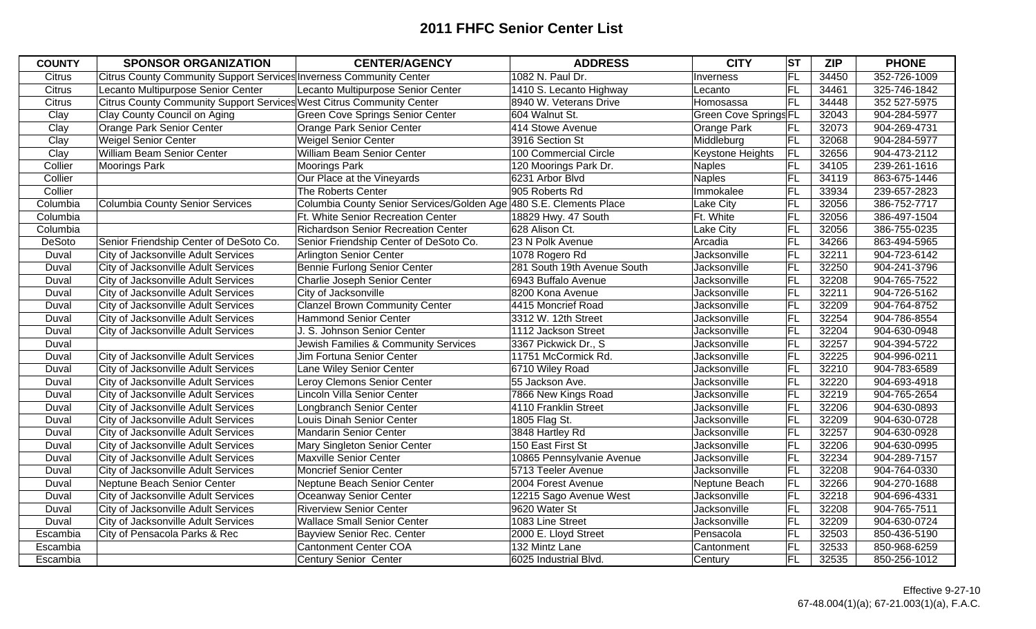## 2011 FHFC Senior Center List

| COUNTY | SPONSOR ORGANIZATION | CENTER/AGENCY | ADDRESS | CITY | ST | ZIP | PHONE |
|---|---|---|---|---|---|---|---|
| Citrus | Citrus County Community Support Services | Inverness Community Center | 1082 N. Paul Dr. | Inverness | FL | 34450 | 352-726-1009 |
| Citrus | Lecanto Multipurpose Senior Center | Lecanto Multipurpose Senior Center | 1410 S. Lecanto Highway | Lecanto | FL | 34461 | 325-746-1842 |
| Citrus | Citrus County Community Support Services | West Citrus Community Center | 8940 W. Veterans Drive | Homosassa | FL | 34448 | 352 527-5975 |
| Clay | Clay County Council on Aging | Green Cove Springs Senior Center | 604 Walnut St. | Green Cove Springs | FL | 32043 | 904-284-5977 |
| Clay | Orange Park Senior Center | Orange Park Senior Center | 414 Stowe Avenue | Orange Park | FL | 32073 | 904-269-4731 |
| Clay | Weigel Senior Center | Weigel Senior Center | 3916 Section St | Middleburg | FL | 32068 | 904-284-5977 |
| Clay | William Beam Senior Center | William Beam Senior Center | 100 Commercial Circle | Keystone Heights | FL | 32656 | 904-473-2112 |
| Collier | Moorings Park | Moorings Park | 120 Moorings Park Dr. | Naples | FL | 34105 | 239-261-1616 |
| Collier | | Our Place at the Vineyards | 6231 Arbor Blvd | Naples | FL | 34119 | 863-675-1446 |
| Collier | | The Roberts Center | 905 Roberts Rd | Immokalee | FL | 33934 | 239-657-2823 |
| Columbia | Columbia County Senior Services | Columbia County Senior Services/Golden Age | 480 S.E. Clements Place | Lake City | FL | 32056 | 386-752-7717 |
| Columbia | | Ft. White Senior Recreation Center | 18829 Hwy. 47 South | Ft. White | FL | 32056 | 386-497-1504 |
| Columbia | | Richardson Senior Recreation Center | 628 Alison Ct. | Lake City | FL | 32056 | 386-755-0235 |
| DeSoto | Senior Friendship Center of DeSoto Co. | Senior Friendship Center of DeSoto Co. | 23 N Polk Avenue | Arcadia | FL | 34266 | 863-494-5965 |
| Duval | City of Jacksonville Adult Services | Arlington Senior Center | 1078 Rogero Rd | Jacksonville | FL | 32211 | 904-723-6142 |
| Duval | City of Jacksonville Adult Services | Bennie Furlong Senior Center | 281 South 19th Avenue South | Jacksonville | FL | 32250 | 904-241-3796 |
| Duval | City of Jacksonville Adult Services | Charlie Joseph Senior Center | 6943 Buffalo Avenue | Jacksonville | FL | 32208 | 904-765-7522 |
| Duval | City of Jacksonville Adult Services | City of Jacksonville | 8200 Kona Avenue | Jacksonville | FL | 32211 | 904-726-5162 |
| Duval | City of Jacksonville Adult Services | Clanzel Brown Community Center | 4415 Moncrief Road | Jacksonville | FL | 32209 | 904-764-8752 |
| Duval | City of Jacksonville Adult Services | Hammond Senior Center | 3312 W. 12th Street | Jacksonville | FL | 32254 | 904-786-8554 |
| Duval | City of Jacksonville Adult Services | J. S. Johnson Senior Center | 1112 Jackson Street | Jacksonville | FL | 32204 | 904-630-0948 |
| Duval | | Jewish Families & Community Services | 3367 Pickwick Dr., S | Jacksonville | FL | 32257 | 904-394-5722 |
| Duval | City of Jacksonville Adult Services | Jim Fortuna Senior Center | 11751 McCormick Rd. | Jacksonville | FL | 32225 | 904-996-0211 |
| Duval | City of Jacksonville Adult Services | Lane Wiley Senior Center | 6710 Wiley Road | Jacksonville | FL | 32210 | 904-783-6589 |
| Duval | City of Jacksonville Adult Services | Leroy Clemons Senior Center | 55 Jackson Ave. | Jacksonville | FL | 32220 | 904-693-4918 |
| Duval | City of Jacksonville Adult Services | Lincoln Villa Senior Center | 7866 New Kings Road | Jacksonville | FL | 32219 | 904-765-2654 |
| Duval | City of Jacksonville Adult Services | Longbranch Senior Center | 4110 Franklin Street | Jacksonville | FL | 32206 | 904-630-0893 |
| Duval | City of Jacksonville Adult Services | Louis Dinah Senior Center | 1805 Flag St. | Jacksonville | FL | 32209 | 904-630-0728 |
| Duval | City of Jacksonville Adult Services | Mandarin Senior Center | 3848 Hartley Rd | Jacksonville | FL | 32257 | 904-630-0928 |
| Duval | City of Jacksonville Adult Services | Mary Singleton Senior Center | 150 East First St | Jacksonville | FL | 32206 | 904-630-0995 |
| Duval | City of Jacksonville Adult Services | Maxville Senior Center | 10865 Pennsylvanie Avenue | Jacksonville | FL | 32234 | 904-289-7157 |
| Duval | City of Jacksonville Adult Services | Moncrief Senior Center | 5713 Teeler Avenue | Jacksonville | FL | 32208 | 904-764-0330 |
| Duval | Neptune Beach Senior Center | Neptune Beach Senior Center | 2004 Forest Avenue | Neptune Beach | FL | 32266 | 904-270-1688 |
| Duval | City of Jacksonville Adult Services | Oceanway Senior Center | 12215 Sago Avenue West | Jacksonville | FL | 32218 | 904-696-4331 |
| Duval | City of Jacksonville Adult Services | Riverview Senior Center | 9620 Water St | Jacksonville | FL | 32208 | 904-765-7511 |
| Duval | City of Jacksonville Adult Services | Wallace Small Senior Center | 1083 Line Street | Jacksonville | FL | 32209 | 904-630-0724 |
| Escambia | City of Pensacola Parks & Rec | Bayview Senior Rec. Center | 2000 E. Lloyd Street | Pensacola | FL | 32503 | 850-436-5190 |
| Escambia | | Cantonment Center COA | 132 Mintz Lane | Cantonment | FL | 32533 | 850-968-6259 |
| Escambia | | Century Senior Center | 6025 Industrial Blvd. | Century | FL | 32535 | 850-256-1012 |

Effective 9-27-10
67-48.004(1)(a); 67-21.003(1)(a), F.A.C.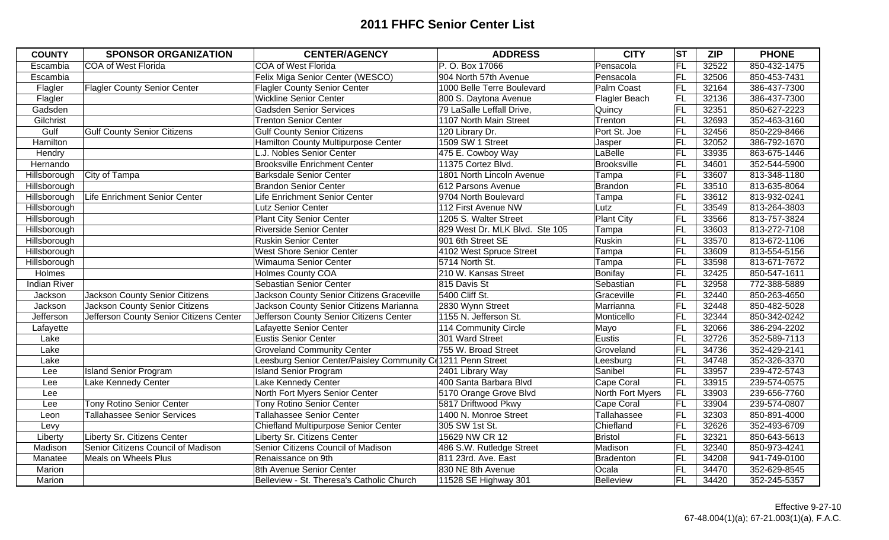# 2011 FHFC Senior Center List

| COUNTY | SPONSOR ORGANIZATION | CENTER/AGENCY | ADDRESS | CITY | ST | ZIP | PHONE |
|---|---|---|---|---|---|---|---|
| Escambia | COA of West Florida | COA of West Florida | P. O. Box 17066 | Pensacola | FL | 32522 | 850-432-1475 |
| Escambia | | Felix Miga Senior Center (WESCO) | 904 North 57th Avenue | Pensacola | FL | 32506 | 850-453-7431 |
| Flagler | Flagler County Senior Center | Flagler County Senior Center | 1000 Belle Terre Boulevard | Palm Coast | FL | 32164 | 386-437-7300 |
| Flagler | | Wickline Senior Center | 800 S. Daytona Avenue | Flagler Beach | FL | 32136 | 386-437-7300 |
| Gadsden | | Gadsden Senior Services | 79 LaSalle Leffall Drive, | Quincy | FL | 32351 | 850-627-2223 |
| Gilchrist | | Trenton Senior Center | 1107 North Main Street | Trenton | FL | 32693 | 352-463-3160 |
| Gulf | Gulf County Senior Citizens | Gulf County Senior Citizens | 120 Library Dr. | Port St. Joe | FL | 32456 | 850-229-8466 |
| Hamilton | | Hamilton County Multipurpose Center | 1509 SW 1 Street | Jasper | FL | 32052 | 386-792-1670 |
| Hendry | | L.J. Nobles Senior Center | 475 E. Cowboy Way | LaBelle | FL | 33935 | 863-675-1446 |
| Hernando | | Brooksville Enrichment Center | 11375 Cortez Blvd. | Brooksville | FL | 34601 | 352-544-5900 |
| Hillsborough | City of Tampa | Barksdale Senior Center | 1801 North Lincoln Avenue | Tampa | FL | 33607 | 813-348-1180 |
| Hillsborough | | Brandon Senior Center | 612 Parsons Avenue | Brandon | FL | 33510 | 813-635-8064 |
| Hillsborough | Life Enrichment Senior Center | Life Enrichment Senior Center | 9704 North Boulevard | Tampa | FL | 33612 | 813-932-0241 |
| Hillsborough | | Lutz Senior Center | 112 First Avenue NW | Lutz | FL | 33549 | 813-264-3803 |
| Hillsborough | | Plant City Senior Center | 1205 S. Walter Street | Plant City | FL | 33566 | 813-757-3824 |
| Hillsborough | | Riverside Senior Center | 829 West Dr. MLK Blvd. Ste 105 | Tampa | FL | 33603 | 813-272-7108 |
| Hillsborough | | Ruskin Senior Center | 901 6th Street SE | Ruskin | FL | 33570 | 813-672-1106 |
| Hillsborough | | West Shore Senior Center | 4102 West Spruce Street | Tampa | FL | 33609 | 813-554-5156 |
| Hillsborough | | Wimauma Senior Center | 5714 North St. | Tampa | FL | 33598 | 813-671-7672 |
| Holmes | | Holmes County COA | 210 W. Kansas Street | Bonifay | FL | 32425 | 850-547-1611 |
| Indian River | | Sebastian Senior Center | 815 Davis St | Sebastian | FL | 32958 | 772-388-5889 |
| Jackson | Jackson County Senior Citizens | Jackson County Senior Citizens Graceville | 5400 Cliff St. | Graceville | FL | 32440 | 850-263-4650 |
| Jackson | Jackson County Senior Citizens | Jackson County Senior Citizens Marianna | 2830 Wynn Street | Marrianna | FL | 32448 | 850-482-5028 |
| Jefferson | Jefferson County Senior Citizens Center | Jefferson County Senior Citizens Center | 1155 N. Jefferson St. | Monticello | FL | 32344 | 850-342-0242 |
| Lafayette | | Lafayette Senior Center | 114 Community Circle | Mayo | FL | 32066 | 386-294-2202 |
| Lake | | Eustis Senior Center | 301 Ward Street | Eustis | FL | 32726 | 352-589-7113 |
| Lake | | Groveland Community Center | 755 W. Broad Street | Groveland | FL | 34736 | 352-429-2141 |
| Lake | | Leesburg Senior Center/Paisley Community C | 1211 Penn Street | Leesburg | FL | 34748 | 352-326-3370 |
| Lee | Island Senior Program | Island Senior Program | 2401 Library Way | Sanibel | FL | 33957 | 239-472-5743 |
| Lee | Lake Kennedy Center | Lake Kennedy Center | 400 Santa Barbara Blvd | Cape Coral | FL | 33915 | 239-574-0575 |
| Lee | | North Fort Myers Senior Center | 5170 Orange Grove Blvd | North Fort Myers | FL | 33903 | 239-656-7760 |
| Lee | Tony Rotino Senior Center | Tony Rotino Senior Center | 5817 Driftwood Pkwy | Cape Coral | FL | 33904 | 239-574-0807 |
| Leon | Tallahassee Senior Services | Tallahassee Senior Center | 1400 N. Monroe Street | Tallahassee | FL | 32303 | 850-891-4000 |
| Levy | | Chiefland Multipurpose Senior Center | 305 SW 1st St. | Chiefland | FL | 32626 | 352-493-6709 |
| Liberty | Liberty Sr. Citizens Center | Liberty Sr. Citizens Center | 15629 NW CR 12 | Bristol | FL | 32321 | 850-643-5613 |
| Madison | Senior Citizens Council of Madison | Senior Citizens Council of Madison | 486 S.W. Rutledge Street | Madison | FL | 32340 | 850-973-4241 |
| Manatee | Meals on Wheels Plus | Renaissance on 9th | 811 23rd. Ave. East | Bradenton | FL | 34208 | 941-749-0100 |
| Marion | | 8th Avenue Senior Center | 830 NE 8th Avenue | Ocala | FL | 34470 | 352-629-8545 |
| Marion | | Belleview - St. Theresa's Catholic Church | 11528 SE Highway 301 | Belleview | FL | 34420 | 352-245-5357 |

Effective 9-27-10
67-48.004(1)(a); 67-21.003(1)(a), F.A.C.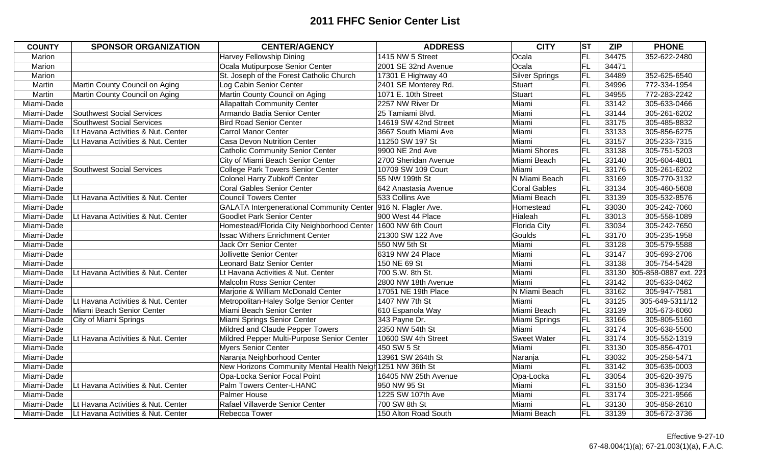# 2011 FHFC Senior Center List

| COUNTY | SPONSOR ORGANIZATION | CENTER/AGENCY | ADDRESS | CITY | ST | ZIP | PHONE |
|---|---|---|---|---|---|---|---|
| Marion | | Harvey Fellowship Dining | 1415 NW 5 Street | Ocala | FL | 34475 | 352-622-2480 |
| Marion | | Ocala Mutipurpose Senior Center | 2001 SE 32nd Avenue | Ocala | FL | 34471 | |
| Marion | | St. Joseph of the Forest Catholic Church | 17301 E Highway 40 | Silver Springs | FL | 34489 | 352-625-6540 |
| Martin | Martin County Council on Aging | Log Cabin Senior Center | 2401 SE Monterey Rd. | Stuart | FL | 34996 | 772-334-1954 |
| Martin | Martin County Council on Aging | Martin County Council on Aging | 1071 E. 10th Street | Stuart | FL | 34955 | 772-283-2242 |
| Miami-Dade | | Allapattah Community Center | 2257 NW River Dr | Miami | FL | 33142 | 305-633-0466 |
| Miami-Dade | Southwest Social Services | Armando Badia Senior Center | 25 Tamiami Blvd. | Miami | FL | 33144 | 305-261-6202 |
| Miami-Dade | Southwest Social Services | Bird Road Senior Center | 14619 SW 42nd Street | Miami | FL | 33175 | 305-485-8832 |
| Miami-Dade | Lt Havana Activities & Nut. Center | Carrol Manor Center | 3667 South Miami Ave | Miami | FL | 33133 | 305-856-6275 |
| Miami-Dade | Lt Havana Activities & Nut. Center | Casa Devon Nutrition Center | 11250 SW 197 St | Miami | FL | 33157 | 305-233-7315 |
| Miami-Dade | | Catholic Community Senior Center | 9900 NE 2nd Ave | Miami Shores | FL | 33138 | 305-751-5203 |
| Miami-Dade | | City of Miami Beach Senior Center | 2700 Sheridan Avenue | Miami Beach | FL | 33140 | 305-604-4801 |
| Miami-Dade | Southwest Social Services | College Park Towers Senior Center | 10709 SW 109 Court | Miami | FL | 33176 | 305-261-6202 |
| Miami-Dade | | Colonel Harry Zubkoff Center | 55 NW 199th St | N Miami Beach | FL | 33169 | 305-770-3132 |
| Miami-Dade | | Coral Gables Senior Center | 642 Anastasia Avenue | Coral Gables | FL | 33134 | 305-460-5608 |
| Miami-Dade | Lt Havana Activities & Nut. Center | Council Towers Center | 533 Collins Ave | Miami Beach | FL | 33139 | 305-532-8576 |
| Miami-Dade | | GALATA Intergenerational Community Center | 916 N. Flagler Ave. | Homestead | FL | 33030 | 305-242-7060 |
| Miami-Dade | Lt Havana Activities & Nut. Center | Goodlet Park Senior Center | 900 West 44 Place | Hialeah | FL | 33013 | 305-558-1089 |
| Miami-Dade | | Homestead/Florida City Neighborhood Center | 1600 NW 6th Court | Florida City | FL | 33034 | 305-242-7650 |
| Miami-Dade | | Issac Withers Enrichment Center | 21300 SW 122 Ave | Goulds | FL | 33170 | 305-235-1958 |
| Miami-Dade | | Jack Orr Senior Center | 550 NW 5th St | Miami | FL | 33128 | 305-579-5588 |
| Miami-Dade | | Jollivette Senior Center | 6319 NW 24 Place | Miami | FL | 33147 | 305-693-2706 |
| Miami-Dade | | Leonard Batz Senior Center | 150 NE 69 St | Miami | FL | 33138 | 305-754-5428 |
| Miami-Dade | Lt Havana Activities & Nut. Center | Lt Havana Activities & Nut. Center | 700 S.W. 8th St. | Miami | FL | 33130 | 305-858-0887 ext. 221 |
| Miami-Dade | | Malcolm Ross Senior Center | 2800 NW 18th Avenue | Miami | FL | 33142 | 305-633-0462 |
| Miami-Dade | | Marjorie & William McDonald Center | 17051 NE 19th Place | N Miami Beach | FL | 33162 | 305-947-7581 |
| Miami-Dade | Lt Havana Activities & Nut. Center | Metropolitan-Haley Sofge Senior Center | 1407 NW 7th St | Miami | FL | 33125 | 305-649-5311/12 |
| Miami-Dade | Miami Beach Senior Center | Miami Beach Senior Center | 610 Espanola Way | Miami Beach | FL | 33139 | 305-673-6060 |
| Miami-Dade | City of Miami Springs | Miami Springs Senior Center | 343 Payne Dr. | Miami Springs | FL | 33166 | 305-805-5160 |
| Miami-Dade | | Mildred and Claude Pepper Towers | 2350 NW 54th St | Miami | FL | 33174 | 305-638-5500 |
| Miami-Dade | Lt Havana Activities & Nut. Center | Mildred Pepper Multi-Purpose Senior Center | 10600 SW 4th Street | Sweet Water | FL | 33174 | 305-552-1319 |
| Miami-Dade | | Myers Senior Center | 450 SW 5 St | Miami | FL | 33130 | 305-856-4701 |
| Miami-Dade | | Naranja Neighborhood Center | 13961 SW 264th St | Naranja | FL | 33032 | 305-258-5471 |
| Miami-Dade | | New Horizons Community Mental Health Neigh | 1251 NW 36th St | Miami | FL | 33142 | 305-635-0003 |
| Miami-Dade | | Opa-Locka Senior Focal Point | 16405 NW 25th Avenue | Opa-Locka | FL | 33054 | 305-620-3975 |
| Miami-Dade | Lt Havana Activities & Nut. Center | Palm Towers Center-LHANC | 950 NW 95 St | Miami | FL | 33150 | 305-836-1234 |
| Miami-Dade | | Palmer House | 1225 SW 107th Ave | Miami | FL | 33174 | 305-221-9566 |
| Miami-Dade | Lt Havana Activities & Nut. Center | Rafael Villaverde Senior Center | 700 SW 8th St | Miami | FL | 33130 | 305-858-2610 |
| Miami-Dade | Lt Havana Activities & Nut. Center | Rebecca Tower | 150 Alton Road South | Miami Beach | FL | 33139 | 305-672-3736 |

Effective 9-27-10
67-48.004(1)(a); 67-21.003(1)(a), F.A.C.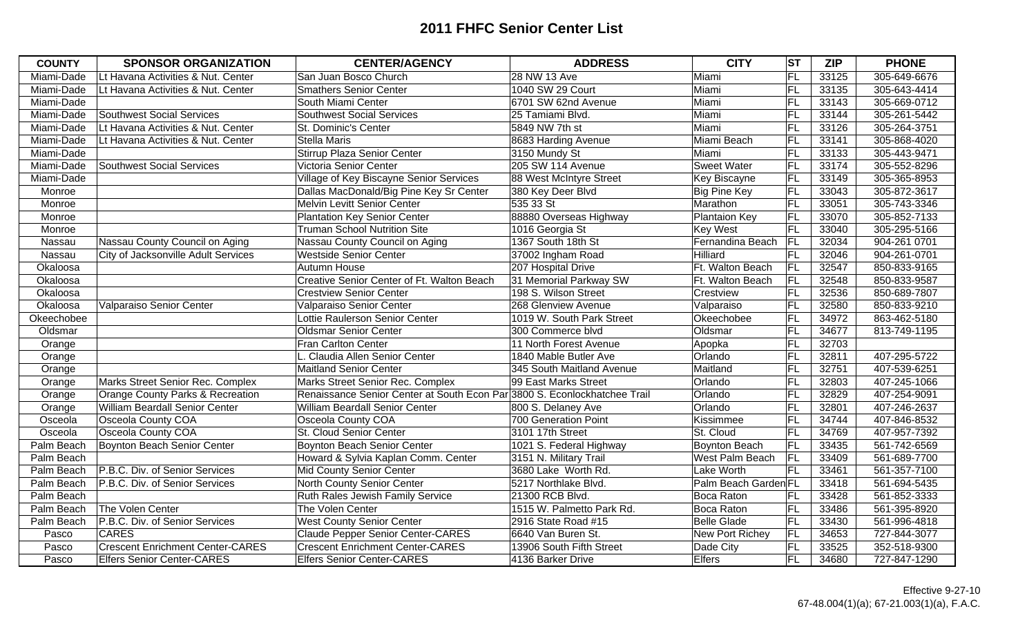# 2011 FHFC Senior Center List

| COUNTY | SPONSOR ORGANIZATION | CENTER/AGENCY | ADDRESS | CITY | ST | ZIP | PHONE |
|---|---|---|---|---|---|---|---|
| Miami-Dade | Lt Havana Activities & Nut. Center | San Juan Bosco Church | 28 NW 13 Ave | Miami | FL | 33125 | 305-649-6676 |
| Miami-Dade | Lt Havana Activities & Nut. Center | Smathers Senior Center | 1040 SW 29 Court | Miami | FL | 33135 | 305-643-4414 |
| Miami-Dade | | South Miami Center | 6701 SW 62nd Avenue | Miami | FL | 33143 | 305-669-0712 |
| Miami-Dade | Southwest Social Services | Southwest Social Services | 25 Tamiami Blvd. | Miami | FL | 33144 | 305-261-5442 |
| Miami-Dade | Lt Havana Activities & Nut. Center | St. Dominic's Center | 5849 NW 7th st | Miami | FL | 33126 | 305-264-3751 |
| Miami-Dade | Lt Havana Activities & Nut. Center | Stella Maris | 8683 Harding Avenue | Miami Beach | FL | 33141 | 305-868-4020 |
| Miami-Dade | | Stirrup Plaza Senior Center | 3150 Mundy St | Miami | FL | 33133 | 305-443-9471 |
| Miami-Dade | Southwest Social Services | Victoria Senior Center | 205 SW 114 Avenue | Sweet Water | FL | 33174 | 305-552-8296 |
| Miami-Dade | | Village of Key Biscayne Senior Services | 88 West McIntyre Street | Key Biscayne | FL | 33149 | 305-365-8953 |
| Monroe | | Dallas MacDonald/Big Pine Key Sr Center | 380 Key Deer Blvd | Big Pine Key | FL | 33043 | 305-872-3617 |
| Monroe | | Melvin Levitt Senior Center | 535 33 St | Marathon | FL | 33051 | 305-743-3346 |
| Monroe | | Plantation Key Senior Center | 88880 Overseas Highway | Plantaion Key | FL | 33070 | 305-852-7133 |
| Monroe | | Truman School Nutrition Site | 1016 Georgia St | Key West | FL | 33040 | 305-295-5166 |
| Nassau | Nassau County Council on Aging | Nassau County Council on Aging | 1367 South 18th St | Fernandina Beach | FL | 32034 | 904-261 0701 |
| Nassau | City of Jacksonville Adult Services | Westside Senior Center | 37002 Ingham Road | Hilliard | FL | 32046 | 904-261-0701 |
| Okaloosa | | Autumn House | 207 Hospital Drive | Ft. Walton Beach | FL | 32547 | 850-833-9165 |
| Okaloosa | | Creative Senior Center of Ft. Walton Beach | 31 Memorial Parkway SW | Ft. Walton Beach | FL | 32548 | 850-833-9587 |
| Okaloosa | | Crestview Senior Center | 198 S. Wilson Street | Crestview | FL | 32536 | 850-689-7807 |
| Okaloosa | Valparaiso Senior Center | Valparaiso Senior Center | 268 Glenview Avenue | Valparaiso | FL | 32580 | 850-833-9210 |
| Okeechobee | | Lottie Raulerson Senior Center | 1019 W. South Park Street | Okeechobee | FL | 34972 | 863-462-5180 |
| Oldsmar | | Oldsmar Senior Center | 300 Commerce blvd | Oldsmar | FL | 34677 | 813-749-1195 |
| Orange | | Fran Carlton Center | 11 North Forest Avenue | Apopka | FL | 32703 | |
| Orange | | L. Claudia Allen Senior Center | 1840 Mable Butler Ave | Orlando | FL | 32811 | 407-295-5722 |
| Orange | | Maitland Senior Center | 345 South Maitland Avenue | Maitland | FL | 32751 | 407-539-6251 |
| Orange | Marks Street Senior Rec. Complex | Marks Street Senior Rec. Complex | 99 East Marks Street | Orlando | FL | 32803 | 407-245-1066 |
| Orange | Orange County Parks & Recreation | Renaissance Senior Center at South Econ Par | 3800 S. Econlockhatchee Trail | Orlando | FL | 32829 | 407-254-9091 |
| Orange | William Beardall Senior Center | William Beardall Senior Center | 800 S. Delaney Ave | Orlando | FL | 32801 | 407-246-2637 |
| Osceola | Osceola County COA | Osceola County COA | 700 Generation Point | Kissimmee | FL | 34744 | 407-846-8532 |
| Osceola | Osceola County COA | St. Cloud Senior Center | 3101 17th Street | St. Cloud | FL | 34769 | 407-957-7392 |
| Palm Beach | Boynton Beach Senior Center | Boynton Beach Senior Center | 1021 S. Federal Highway | Boynton Beach | FL | 33435 | 561-742-6569 |
| Palm Beach | | Howard & Sylvia Kaplan Comm. Center | 3151 N. Military Trail | West Palm Beach | FL | 33409 | 561-689-7700 |
| Palm Beach | P.B.C. Div. of Senior Services | Mid County Senior Center | 3680 Lake Worth Rd. | Lake Worth | FL | 33461 | 561-357-7100 |
| Palm Beach | P.B.C. Div. of Senior Services | North County Senior Center | 5217 Northlake Blvd. | Palm Beach Garden | FL | 33418 | 561-694-5435 |
| Palm Beach | | Ruth Rales Jewish Family Service | 21300 RCB Blvd. | Boca Raton | FL | 33428 | 561-852-3333 |
| Palm Beach | The Volen Center | The Volen Center | 1515 W. Palmetto Park Rd. | Boca Raton | FL | 33486 | 561-395-8920 |
| Palm Beach | P.B.C. Div. of Senior Services | West County Senior Center | 2916 State Road #15 | Belle Glade | FL | 33430 | 561-996-4818 |
| Pasco | CARES | Claude Pepper Senior Center-CARES | 6640 Van Buren St. | New Port Richey | FL | 34653 | 727-844-3077 |
| Pasco | Crescent Enrichment Center-CARES | Crescent Enrichment Center-CARES | 13906 South Fifth Street | Dade City | FL | 33525 | 352-518-9300 |
| Pasco | Elfers Senior Center-CARES | Elfers Senior Center-CARES | 4136 Barker Drive | Elfers | FL | 34680 | 727-847-1290 |

Effective 9-27-10
67-48.004(1)(a); 67-21.003(1)(a), F.A.C.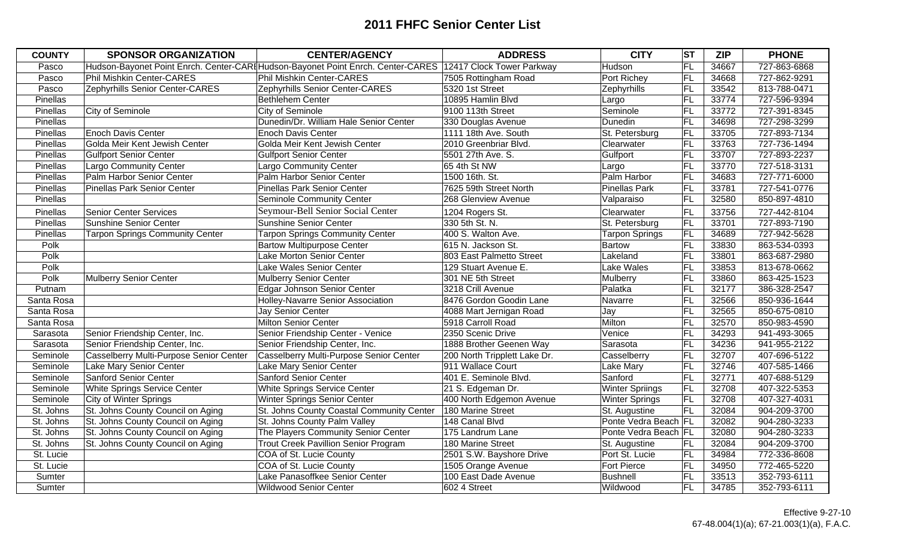## 2011 FHFC Senior Center List

| COUNTY | SPONSOR ORGANIZATION | CENTER/AGENCY | ADDRESS | CITY | ST | ZIP | PHONE |
|---|---|---|---|---|---|---|---|
| Pasco | Hudson-Bayonet Point Enrch. Center-CARI | Hudson-Bayonet Point Enrch. Center-CARES | 12417 Clock Tower Parkway | Hudson | FL | 34667 | 727-863-6868 |
| Pasco | Phil Mishkin Center-CARES | Phil Mishkin Center-CARES | 7505 Rottingham Road | Port Richey | FL | 34668 | 727-862-9291 |
| Pasco | Zephyrhills Senior Center-CARES | Zephyrhills Senior Center-CARES | 5320 1st Street | Zephyrhills | FL | 33542 | 813-788-0471 |
| Pinellas | | Bethlehem Center | 10895 Hamlin Blvd | Largo | FL | 33774 | 727-596-9394 |
| Pinellas | City of Seminole | City of Seminole | 9100 113th Street | Seminole | FL | 33772 | 727-391-8345 |
| Pinellas | | Dunedin/Dr. William Hale Senior Center | 330 Douglas Avenue | Dunedin | FL | 34698 | 727-298-3299 |
| Pinellas | Enoch Davis Center | Enoch Davis Center | 1111 18th Ave. South | St. Petersburg | FL | 33705 | 727-893-7134 |
| Pinellas | Golda Meir Kent Jewish Center | Golda Meir Kent Jewish Center | 2010 Greenbriar Blvd. | Clearwater | FL | 33763 | 727-736-1494 |
| Pinellas | Gulfport Senior Center | Gulfport Senior Center | 5501 27th Ave. S. | Gulfport | FL | 33707 | 727-893-2237 |
| Pinellas | Largo Community Center | Largo Community Center | 65 4th St NW | Largo | FL | 33770 | 727-518-3131 |
| Pinellas | Palm Harbor Senior Center | Palm Harbor Senior Center | 1500 16th. St. | Palm Harbor | FL | 34683 | 727-771-6000 |
| Pinellas | Pinellas Park Senior Center | Pinellas Park Senior Center | 7625 59th Street North | Pinellas Park | FL | 33781 | 727-541-0776 |
| Pinellas | | Seminole Community Center | 268 Glenview Avenue | Valparaiso | FL | 32580 | 850-897-4810 |
| Pinellas | Senior Center Services | Seymour-Bell Senior Social Center | 1204 Rogers St. | Clearwater | FL | 33756 | 727-442-8104 |
| Pinellas | Sunshine Senior Center | Sunshine Senior Center | 330 5th St. N. | St. Petersburg | FL | 33701 | 727-893-7190 |
| Pinellas | Tarpon Springs Community Center | Tarpon Springs Community Center | 400 S. Walton Ave. | Tarpon Springs | FL | 34689 | 727-942-5628 |
| Polk | | Bartow Multipurpose Center | 615 N. Jackson St. | Bartow | FL | 33830 | 863-534-0393 |
| Polk | | Lake Morton Senior Center | 803 East Palmetto Street | Lakeland | FL | 33801 | 863-687-2980 |
| Polk | | Lake Wales Senior Center | 129 Stuart Avenue E. | Lake Wales | FL | 33853 | 813-678-0662 |
| Polk | Mulberry Senior Center | Mulberry Senior Center | 301 NE 5th Street | Mulberry | FL | 33860 | 863-425-1523 |
| Putnam | | Edgar Johnson Senior Center | 3218 Crill Avenue | Palatka | FL | 32177 | 386-328-2547 |
| Santa Rosa | | Holley-Navarre Senior Association | 8476 Gordon Goodin Lane | Navarre | FL | 32566 | 850-936-1644 |
| Santa Rosa | | Jay Senior Center | 4088 Mart Jernigan Road | Jay | FL | 32565 | 850-675-0810 |
| Santa Rosa | | Milton Senior Center | 5918 Carroll Road | Milton | FL | 32570 | 850-983-4590 |
| Sarasota | Senior Friendship Center, Inc. | Senior Friendship Center - Venice | 2350 Scenic Drive | Venice | FL | 34293 | 941-493-3065 |
| Sarasota | Senior Friendship Center, Inc. | Senior Friendship Center, Inc. | 1888 Brother Geenen Way | Sarasota | FL | 34236 | 941-955-2122 |
| Seminole | Casselberry Multi-Purpose Senior Center | Casselberry Multi-Purpose Senior Center | 200 North Tripplett Lake Dr. | Casselberry | FL | 32707 | 407-696-5122 |
| Seminole | Lake Mary Senior Center | Lake Mary Senior Center | 911 Wallace Court | Lake Mary | FL | 32746 | 407-585-1466 |
| Seminole | Sanford Senior Center | Sanford Senior Center | 401 E. Seminole Blvd. | Sanford | FL | 32771 | 407-688-5129 |
| Seminole | White Springs Service Center | White Springs Service Center | 21 S. Edgeman Dr. | Winter Spriings | FL | 32708 | 407-322-5353 |
| Seminole | City of Winter Springs | Winter Springs Senior Center | 400 North Edgemon Avenue | Winter Springs | FL | 32708 | 407-327-4031 |
| St. Johns | St. Johns County Council on Aging | St. Johns County Coastal Community Center | 180 Marine Street | St. Augustine | FL | 32084 | 904-209-3700 |
| St. Johns | St. Johns County Council on Aging | St. Johns County Palm Valley | 148 Canal Blvd | Ponte Vedra Beach | FL | 32082 | 904-280-3233 |
| St. Johns | St. Johns County Council on Aging | The Players Community Senior Center | 175 Landrum Lane | Ponte Vedra Beach | FL | 32080 | 904-280-3233 |
| St. Johns | St. Johns County Council on Aging | Trout Creek Pavillion Senior Program | 180 Marine Street | St. Augustine | FL | 32084 | 904-209-3700 |
| St. Lucie | | COA of St. Lucie County | 2501 S.W. Bayshore Drive | Port St. Lucie | FL | 34984 | 772-336-8608 |
| St. Lucie | | COA of St. Lucie County | 1505 Orange Avenue | Fort Pierce | FL | 34950 | 772-465-5220 |
| Sumter | | Lake Panasoffkee Senior Center | 100 East Dade Avenue | Bushnell | FL | 33513 | 352-793-6111 |
| Sumter | | Wildwood Senior Center | 602 4 Street | Wildwood | FL | 34785 | 352-793-6111 |

Effective 9-27-10
67-48.004(1)(a); 67-21.003(1)(a), F.A.C.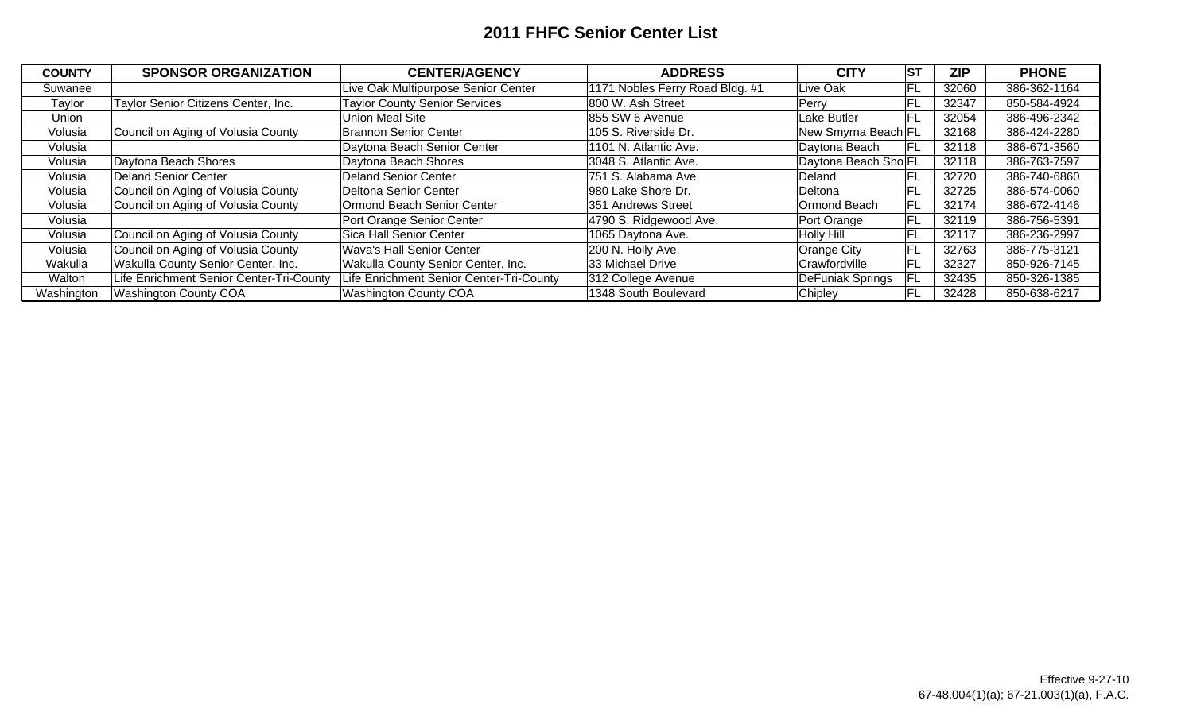# 2011 FHFC Senior Center List

| COUNTY | SPONSOR ORGANIZATION | CENTER/AGENCY | ADDRESS | CITY | ST | ZIP | PHONE |
|---|---|---|---|---|---|---|---|
| Suwanee | | Live Oak Multipurpose Senior Center | 1171 Nobles Ferry Road Bldg. #1 | Live Oak | FL | 32060 | 386-362-1164 |
| Taylor | Taylor Senior Citizens Center, Inc. | Taylor County Senior Services | 800 W. Ash Street | Perry | FL | 32347 | 850-584-4924 |
| Union | | Union Meal Site | 855 SW 6 Avenue | Lake Butler | FL | 32054 | 386-496-2342 |
| Volusia | Council on Aging of Volusia County | Brannon Senior Center | 105 S. Riverside Dr. | New Smyrna Beach | FL | 32168 | 386-424-2280 |
| Volusia | | Daytona Beach Senior Center | 1101 N. Atlantic Ave. | Daytona Beach | FL | 32118 | 386-671-3560 |
| Volusia | Daytona Beach Shores | Daytona Beach Shores | 3048 S. Atlantic Ave. | Daytona Beach Sho | FL | 32118 | 386-763-7597 |
| Volusia | Deland Senior Center | Deland Senior Center | 751 S. Alabama Ave. | Deland | FL | 32720 | 386-740-6860 |
| Volusia | Council on Aging of Volusia County | Deltona Senior Center | 980 Lake Shore Dr. | Deltona | FL | 32725 | 386-574-0060 |
| Volusia | Council on Aging of Volusia County | Ormond Beach Senior Center | 351 Andrews Street | Ormond Beach | FL | 32174 | 386-672-4146 |
| Volusia | | Port Orange Senior Center | 4790 S. Ridgewood Ave. | Port Orange | FL | 32119 | 386-756-5391 |
| Volusia | Council on Aging of Volusia County | Sica Hall Senior Center | 1065 Daytona Ave. | Holly Hill | FL | 32117 | 386-236-2997 |
| Volusia | Council on Aging of Volusia County | Wava's Hall Senior Center | 200 N. Holly Ave. | Orange City | FL | 32763 | 386-775-3121 |
| Wakulla | Wakulla County Senior Center, Inc. | Wakulla County Senior Center, Inc. | 33 Michael Drive | Crawfordville | FL | 32327 | 850-926-7145 |
| Walton | Life Enrichment Senior Center-Tri-County | Life Enrichment Senior Center-Tri-County | 312 College Avenue | DeFuniak Springs | FL | 32435 | 850-326-1385 |
| Washington | Washington County COA | Washington County COA | 1348 South Boulevard | Chipley | FL | 32428 | 850-638-6217 |

Effective 9-27-10
67-48.004(1)(a); 67-21.003(1)(a), F.A.C.